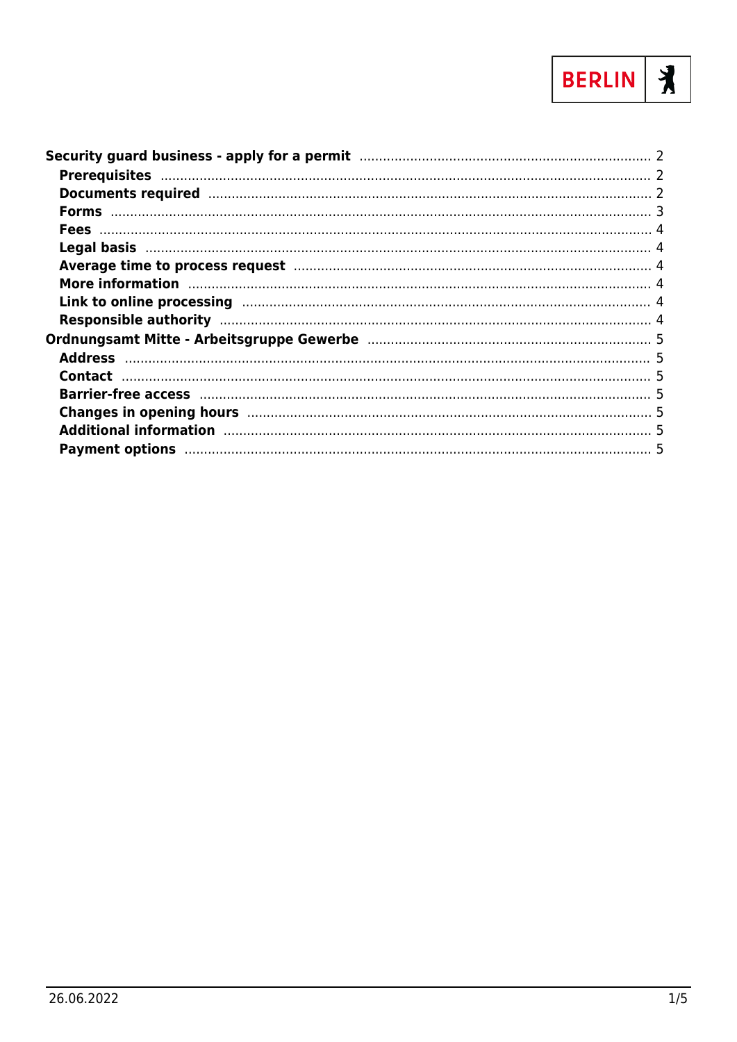BERLIN

- **Security guard business - apply for a permit** ..... 2
  - **Prerequisites** ..... 2
  - **Documents required** ..... 2
  - **Forms** ..... 3
  - **Fees** ..... 4
  - **Legal basis** ..... 4
  - **Average time to process request** ..... 4
  - **More information** ..... 4
  - **Link to online processing** ..... 4
  - **Responsible authority** ..... 4
- **Ordnungsamt Mitte - Arbeitsgruppe Gewerbe** ..... 5
  - **Address** ..... 5
  - **Contact** ..... 5
  - **Barrier-free access** ..... 5
  - **Changes in opening hours** ..... 5
  - **Additional information** ..... 5
  - **Payment options** ..... 5

26.06.2022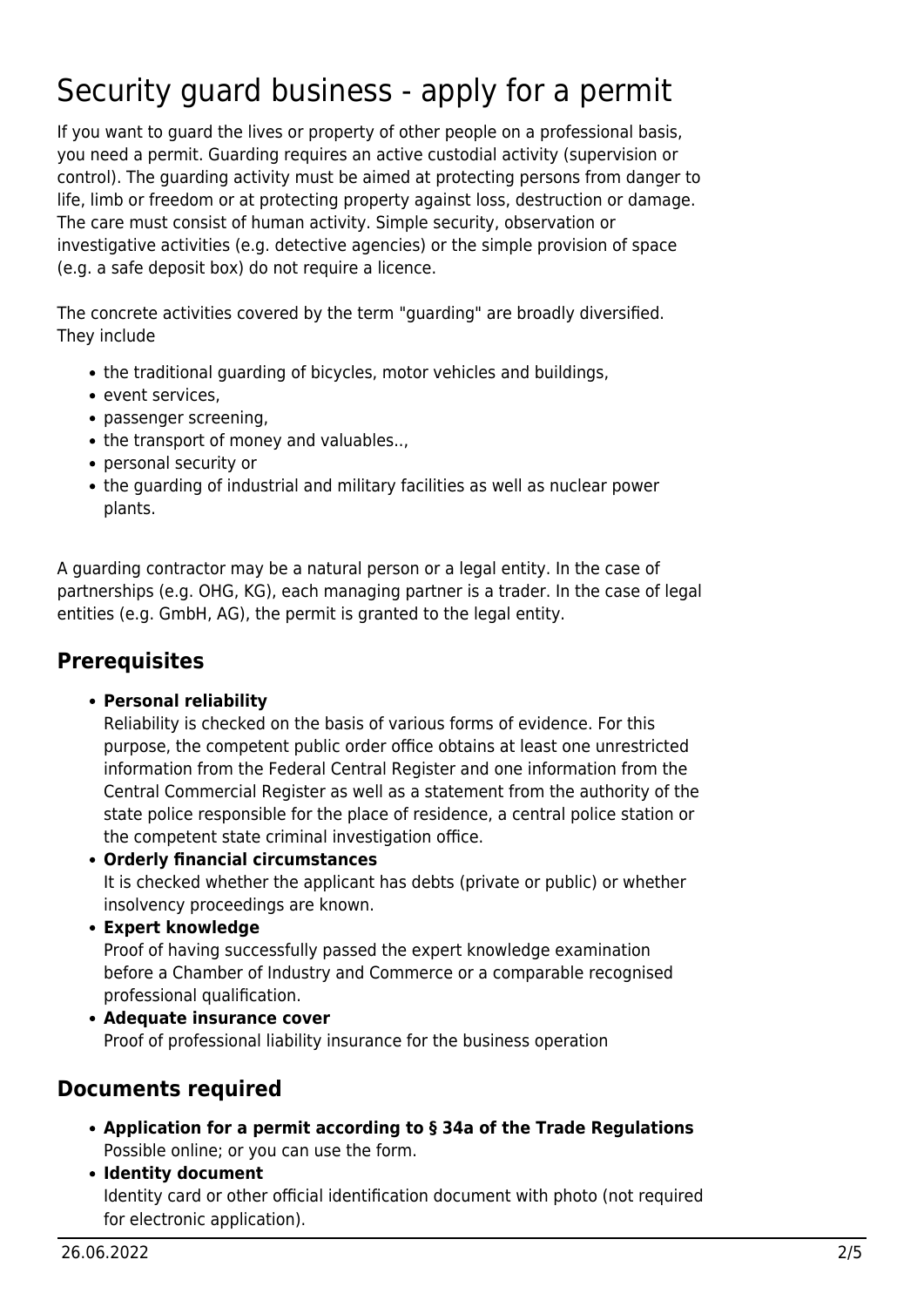# Security guard business - apply for a permit

If you want to guard the lives or property of other people on a professional basis, you need a permit. Guarding requires an active custodial activity (supervision or control). The guarding activity must be aimed at protecting persons from danger to life, limb or freedom or at protecting property against loss, destruction or damage. The care must consist of human activity. Simple security, observation or investigative activities (e.g. detective agencies) or the simple provision of space (e.g. a safe deposit box) do not require a licence.

The concrete activities covered by the term "guarding" are broadly diversified. They include

- the traditional guarding of bicycles, motor vehicles and buildings,
- event services,
- passenger screening,
- the transport of money and valuables..,
- personal security or
- the guarding of industrial and military facilities as well as nuclear power plants.

A guarding contractor may be a natural person or a legal entity. In the case of partnerships (e.g. OHG, KG), each managing partner is a trader. In the case of legal entities (e.g. GmbH, AG), the permit is granted to the legal entity.

## Prerequisites

- **Personal reliability**
  Reliability is checked on the basis of various forms of evidence. For this purpose, the competent public order office obtains at least one unrestricted information from the Federal Central Register and one information from the Central Commercial Register as well as a statement from the authority of the state police responsible for the place of residence, a central police station or the competent state criminal investigation office.
- **Orderly financial circumstances**
  It is checked whether the applicant has debts (private or public) or whether insolvency proceedings are known.
- **Expert knowledge**
  Proof of having successfully passed the expert knowledge examination before a Chamber of Industry and Commerce or a comparable recognised professional qualification.
- **Adequate insurance cover**
  Proof of professional liability insurance for the business operation

## Documents required

- **Application for a permit according to § 34a of the Trade Regulations**
  Possible online; or you can use the form.
- **Identity document**
  Identity card or other official identification document with photo (not required for electronic application).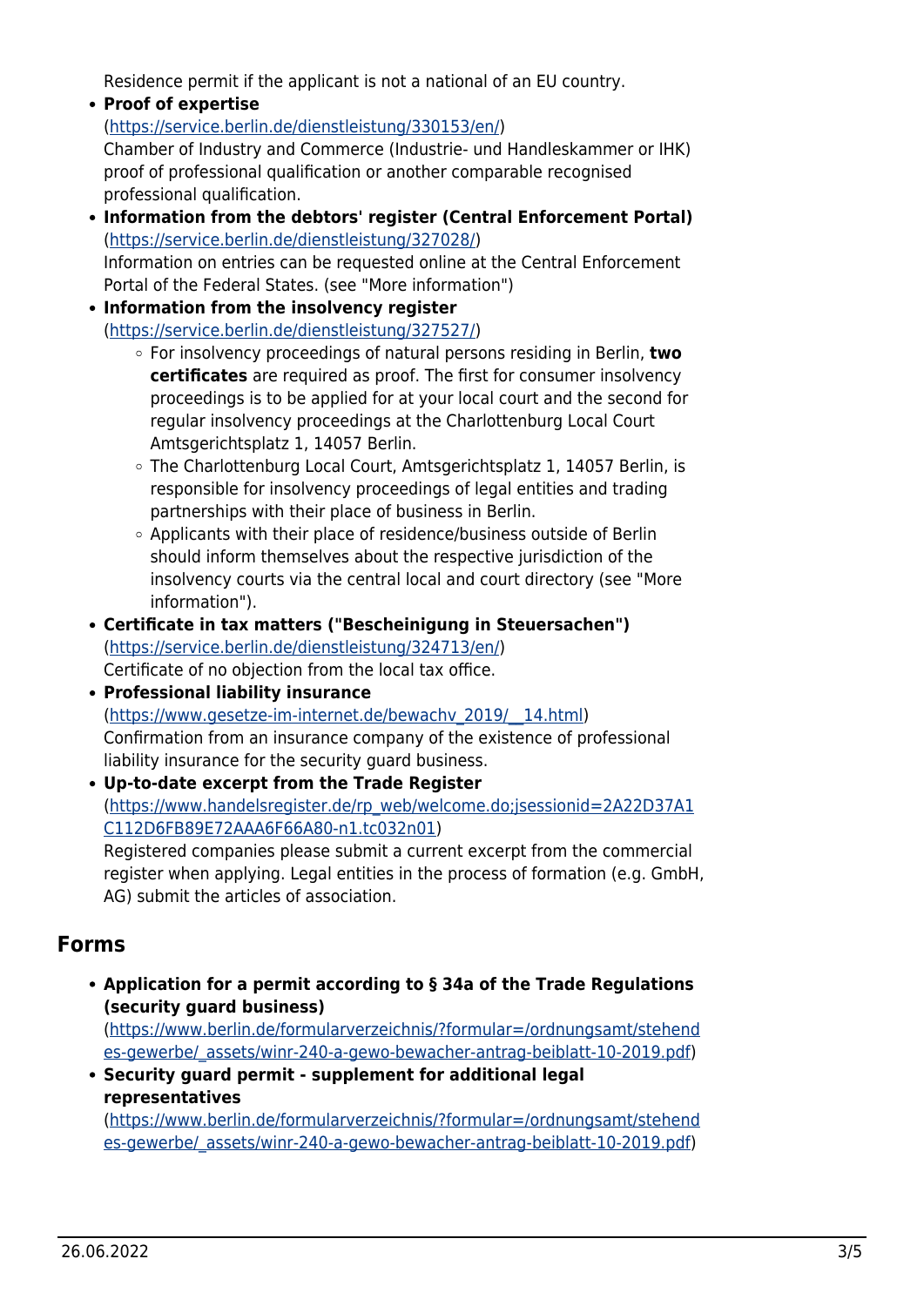Residence permit if the applicant is not a national of an EU country.

- **Proof of expertise** (https://service.berlin.de/dienstleistung/330153/en/)
  Chamber of Industry and Commerce (Industrie- und Handleskammer or IHK) proof of professional qualification or another comparable recognised professional qualification.
- **Information from the debtors' register (Central Enforcement Portal)** (https://service.berlin.de/dienstleistung/327028/)
  Information on entries can be requested online at the Central Enforcement Portal of the Federal States. (see "More information")
- **Information from the insolvency register** (https://service.berlin.de/dienstleistung/327527/)
  - For insolvency proceedings of natural persons residing in Berlin, **two certificates** are required as proof. The first for consumer insolvency proceedings is to be applied for at your local court and the second for regular insolvency proceedings at the Charlottenburg Local Court Amtsgerichtsplatz 1, 14057 Berlin.
  - The Charlottenburg Local Court, Amtsgerichtsplatz 1, 14057 Berlin, is responsible for insolvency proceedings of legal entities and trading partnerships with their place of business in Berlin.
  - Applicants with their place of residence/business outside of Berlin should inform themselves about the respective jurisdiction of the insolvency courts via the central local and court directory (see "More information").
- **Certificate in tax matters ("Bescheinigung in Steuersachen")** (https://service.berlin.de/dienstleistung/324713/en/)
  Certificate of no objection from the local tax office.
- **Professional liability insurance** (https://www.gesetze-im-internet.de/bewachv_2019/__14.html)
  Confirmation from an insurance company of the existence of professional liability insurance for the security guard business.
- **Up-to-date excerpt from the Trade Register** (https://www.handelsregister.de/rp_web/welcome.do;jsessionid=2A22D37A1C112D6FB89E72AAA6F66A80-n1.tc032n01)
  Registered companies please submit a current excerpt from the commercial register when applying. Legal entities in the process of formation (e.g. GmbH, AG) submit the articles of association.

## Forms

- **Application for a permit according to § 34a of the Trade Regulations (security guard business)** (https://www.berlin.de/formularverzeichnis/?formular=/ordnungsamt/stehendes-gewerbe/_assets/winr-240-a-gewo-bewacher-antrag-beiblatt-10-2019.pdf)
- **Security guard permit - supplement for additional legal representatives** (https://www.berlin.de/formularverzeichnis/?formular=/ordnungsamt/stehendes-gewerbe/_assets/winr-240-a-gewo-bewacher-antrag-beiblatt-10-2019.pdf)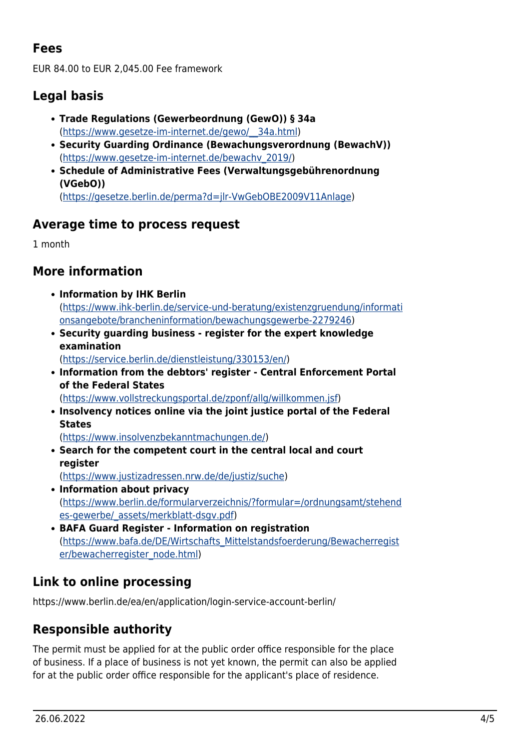## Fees

EUR 84.00 to EUR 2,045.00 Fee framework

## Legal basis

- **Trade Regulations (Gewerbeordnung (GewO)) § 34a** (https://www.gesetze-im-internet.de/gewo/__34a.html)
- **Security Guarding Ordinance (Bewachungsverordnung (BewachV))** (https://www.gesetze-im-internet.de/bewachv_2019/)
- **Schedule of Administrative Fees (Verwaltungsgebührenordnung (VGebO))** (https://gesetze.berlin.de/perma?d=jlr-VwGebOBE2009V11Anlage)

## Average time to process request

1 month

## More information

- **Information by IHK Berlin** (https://www.ihk-berlin.de/service-und-beratung/existenzgruendung/informationsangebote/brancheninformation/bewachungsgewerbe-2279246)
- **Security guarding business - register for the expert knowledge examination** (https://service.berlin.de/dienstleistung/330153/en/)
- **Information from the debtors' register - Central Enforcement Portal of the Federal States** (https://www.vollstreckungsportal.de/zponf/allg/willkommen.jsf)
- **Insolvency notices online via the joint justice portal of the Federal States** (https://www.insolvenzbekanntmachungen.de/)
- **Search for the competent court in the central local and court register** (https://www.justizadressen.nrw.de/de/justiz/suche)
- **Information about privacy** (https://www.berlin.de/formularverzeichnis/?formular=/ordnungsamt/stehendes-gewerbe/_assets/merkblatt-dsgv.pdf)
- **BAFA Guard Register - Information on registration** (https://www.bafa.de/DE/Wirtschafts_Mittelstandsfoerderung/Bewacherregister/bewacherregister_node.html)

## Link to online processing

https://www.berlin.de/ea/en/application/login-service-account-berlin/

## Responsible authority

The permit must be applied for at the public order office responsible for the place of business. If a place of business is not yet known, the permit can also be applied for at the public order office responsible for the applicant's place of residence.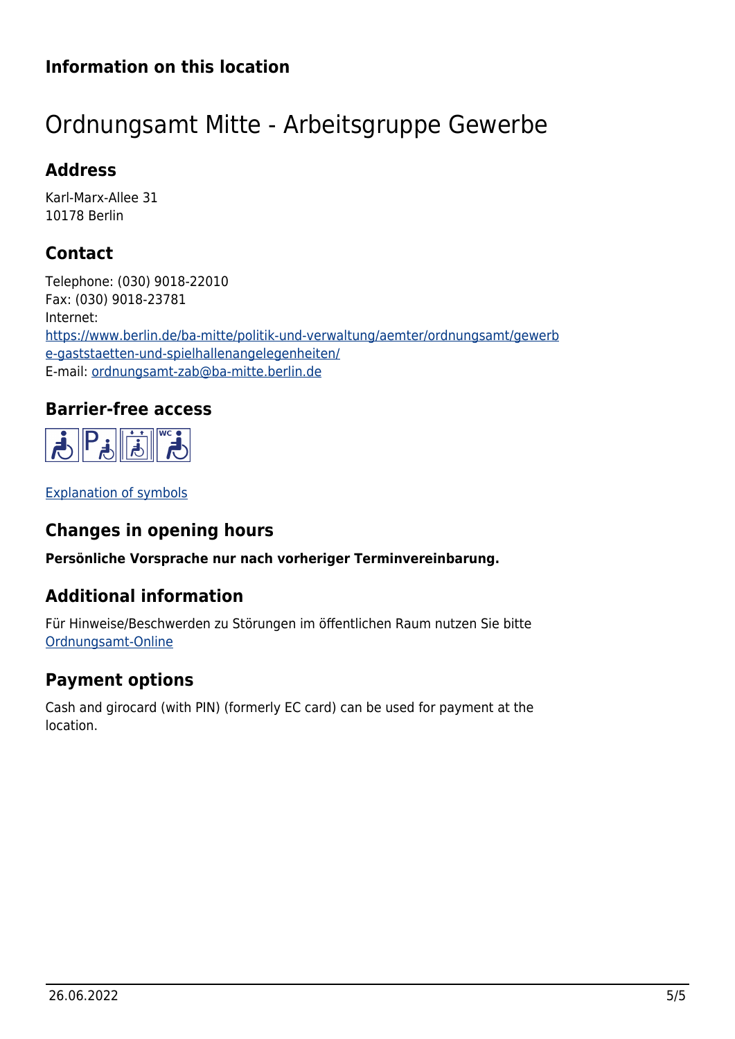## Information on this location

# Ordnungsamt Mitte - Arbeitsgruppe Gewerbe

### Address

Karl-Marx-Allee 31
10178 Berlin

### Contact

Telephone: (030) 9018-22010
Fax: (030) 9018-23781
Internet:
https://www.berlin.de/ba-mitte/politik-und-verwaltung/aemter/ordnungsamt/gewerbe-gaststaetten-und-spielhallenangelegenheiten/
E-mail: ordnungsamt-zab@ba-mitte.berlin.de

### Barrier-free access

Explanation of symbols

### Changes in opening hours

**Persönliche Vorsprache nur nach vorheriger Terminvereinbarung.**

### Additional information

Für Hinweise/Beschwerden zu Störungen im öffentlichen Raum nutzen Sie bitte Ordnungsamt-Online

### Payment options

Cash and girocard (with PIN) (formerly EC card) can be used for payment at the location.